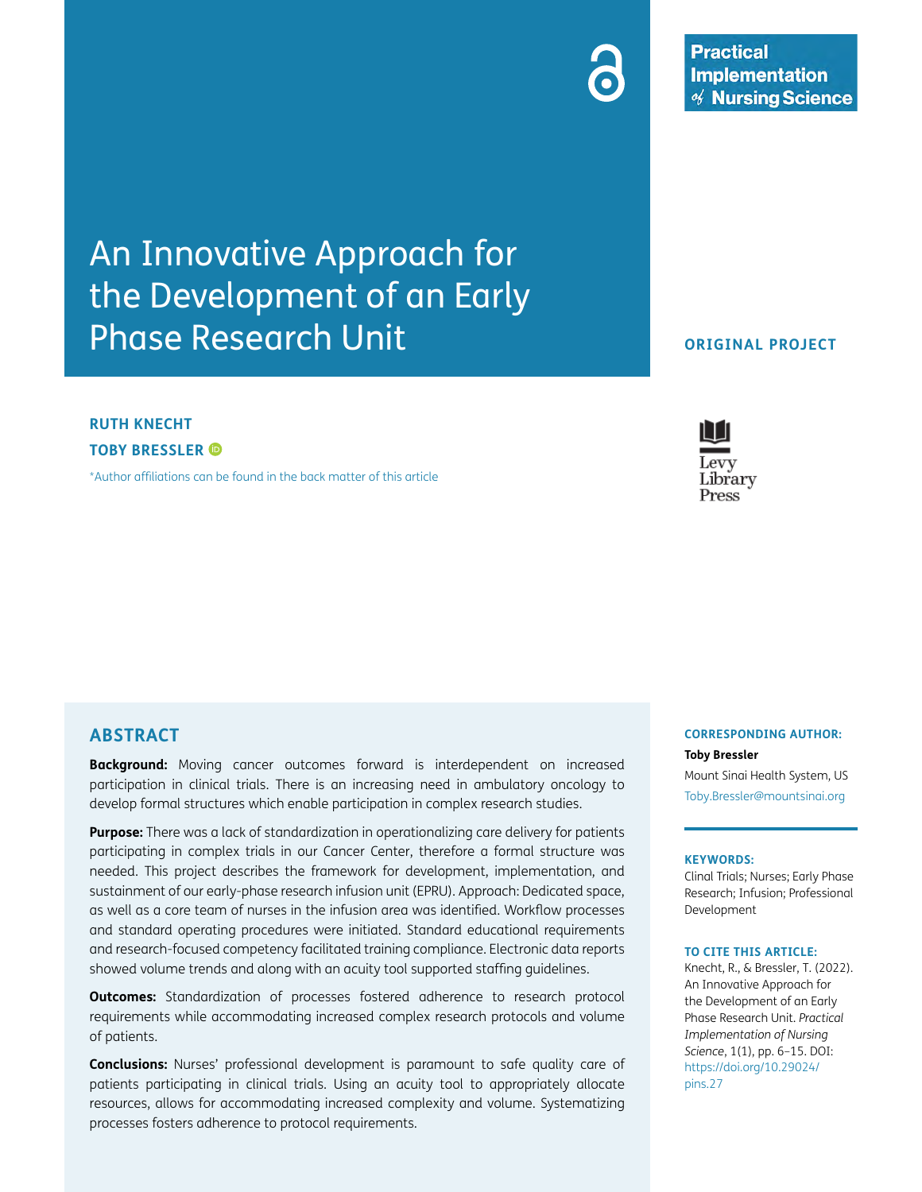Practical Implementation of Nursing Science

# An Innovative Approach for the Development of an Early Phase Research Unit

ORIGINAL PROJECT

**RUTH KNECHT**

**TOBY BRESSLER**

*Author affiliations can be found in the back matter of this article

Levy Library Press

## ABSTRACT

**Background:** Moving cancer outcomes forward is interdependent on increased participation in clinical trials. There is an increasing need in ambulatory oncology to develop formal structures which enable participation in complex research studies.

**Purpose:** There was a lack of standardization in operationalizing care delivery for patients participating in complex trials in our Cancer Center, therefore a formal structure was needed. This project describes the framework for development, implementation, and sustainment of our early-phase research infusion unit (EPRU). Approach: Dedicated space, as well as a core team of nurses in the infusion area was identified. Workflow processes and standard operating procedures were initiated. Standard educational requirements and research-focused competency facilitated training compliance. Electronic data reports showed volume trends and along with an acuity tool supported staffing guidelines.

**Outcomes:** Standardization of processes fostered adherence to research protocol requirements while accommodating increased complex research protocols and volume of patients.

**Conclusions:** Nurses' professional development is paramount to safe quality care of patients participating in clinical trials. Using an acuity tool to appropriately allocate resources, allows for accommodating increased complexity and volume. Systematizing processes fosters adherence to protocol requirements.

**CORRESPONDING AUTHOR:**

**Toby Bressler**

Mount Sinai Health System, US

Toby.Bressler@mountsinai.org

**KEYWORDS:**

Clinal Trials; Nurses; Early Phase Research; Infusion; Professional Development

**TO CITE THIS ARTICLE:**

Knecht, R., & Bressler, T. (2022). An Innovative Approach for the Development of an Early Phase Research Unit. *Practical Implementation of Nursing Science*, 1(1), pp. 6–15. DOI: https://doi.org/10.29024/pins.27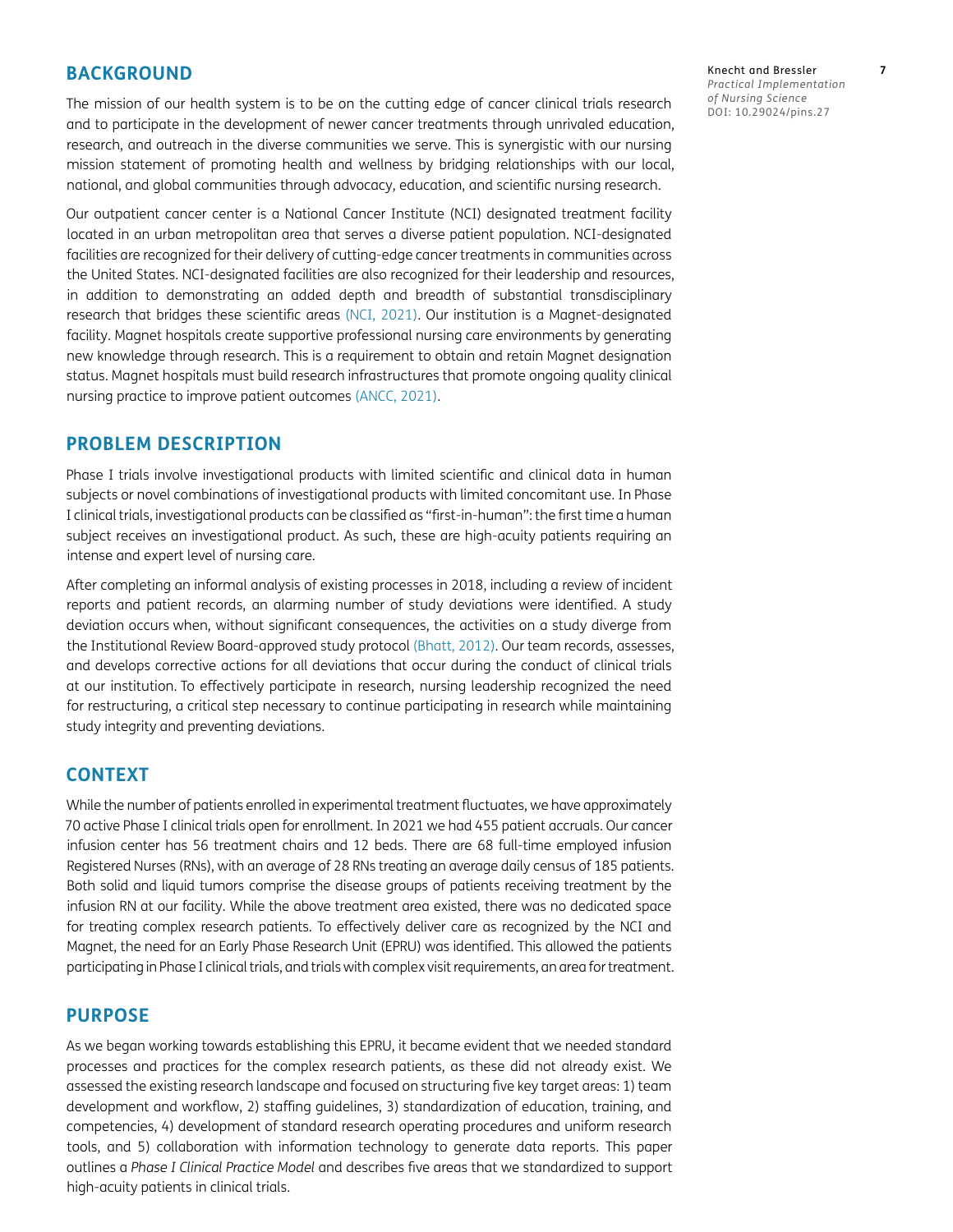## BACKGROUND

The mission of our health system is to be on the cutting edge of cancer clinical trials research and to participate in the development of newer cancer treatments through unrivaled education, research, and outreach in the diverse communities we serve. This is synergistic with our nursing mission statement of promoting health and wellness by bridging relationships with our local, national, and global communities through advocacy, education, and scientific nursing research.

Our outpatient cancer center is a National Cancer Institute (NCI) designated treatment facility located in an urban metropolitan area that serves a diverse patient population. NCI-designated facilities are recognized for their delivery of cutting-edge cancer treatments in communities across the United States. NCI-designated facilities are also recognized for their leadership and resources, in addition to demonstrating an added depth and breadth of substantial transdisciplinary research that bridges these scientific areas (NCI, 2021). Our institution is a Magnet-designated facility. Magnet hospitals create supportive professional nursing care environments by generating new knowledge through research. This is a requirement to obtain and retain Magnet designation status. Magnet hospitals must build research infrastructures that promote ongoing quality clinical nursing practice to improve patient outcomes (ANCC, 2021).

## PROBLEM DESCRIPTION

Phase I trials involve investigational products with limited scientific and clinical data in human subjects or novel combinations of investigational products with limited concomitant use. In Phase I clinical trials, investigational products can be classified as "first-in-human": the first time a human subject receives an investigational product. As such, these are high-acuity patients requiring an intense and expert level of nursing care.

After completing an informal analysis of existing processes in 2018, including a review of incident reports and patient records, an alarming number of study deviations were identified. A study deviation occurs when, without significant consequences, the activities on a study diverge from the Institutional Review Board-approved study protocol (Bhatt, 2012). Our team records, assesses, and develops corrective actions for all deviations that occur during the conduct of clinical trials at our institution. To effectively participate in research, nursing leadership recognized the need for restructuring, a critical step necessary to continue participating in research while maintaining study integrity and preventing deviations.

## CONTEXT

While the number of patients enrolled in experimental treatment fluctuates, we have approximately 70 active Phase I clinical trials open for enrollment. In 2021 we had 455 patient accruals. Our cancer infusion center has 56 treatment chairs and 12 beds. There are 68 full-time employed infusion Registered Nurses (RNs), with an average of 28 RNs treating an average daily census of 185 patients. Both solid and liquid tumors comprise the disease groups of patients receiving treatment by the infusion RN at our facility. While the above treatment area existed, there was no dedicated space for treating complex research patients. To effectively deliver care as recognized by the NCI and Magnet, the need for an Early Phase Research Unit (EPRU) was identified. This allowed the patients participating in Phase I clinical trials, and trials with complex visit requirements, an area for treatment.

## PURPOSE

As we began working towards establishing this EPRU, it became evident that we needed standard processes and practices for the complex research patients, as these did not already exist. We assessed the existing research landscape and focused on structuring five key target areas: 1) team development and workflow, 2) staffing guidelines, 3) standardization of education, training, and competencies, 4) development of standard research operating procedures and uniform research tools, and 5) collaboration with information technology to generate data reports. This paper outlines a *Phase I Clinical Practice Model* and describes five areas that we standardized to support high-acuity patients in clinical trials.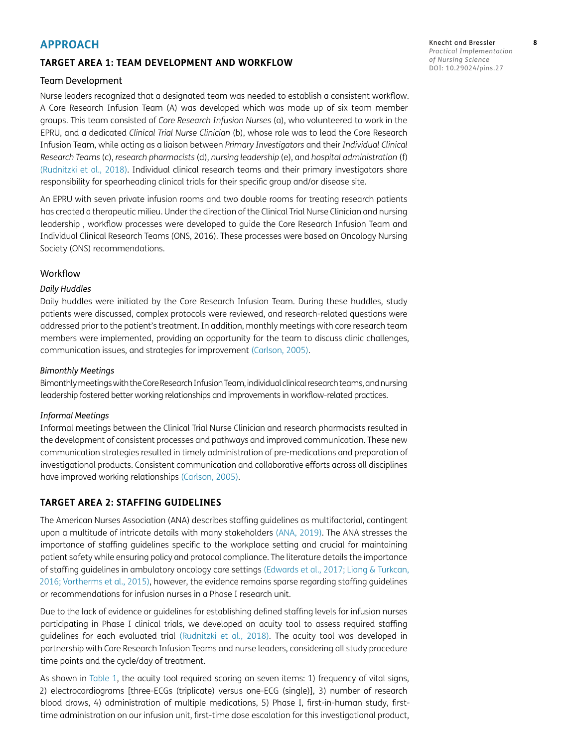## APPROACH

### TARGET AREA 1: TEAM DEVELOPMENT AND WORKFLOW

#### Team Development

Nurse leaders recognized that a designated team was needed to establish a consistent workflow. A Core Research Infusion Team (A) was developed which was made up of six team member groups. This team consisted of *Core Research Infusion Nurses* (a), who volunteered to work in the EPRU, and a dedicated *Clinical Trial Nurse Clinician* (b), whose role was to lead the Core Research Infusion Team, while acting as a liaison between *Primary Investigators* and their *Individual Clinical Research Teams* (c), *research pharmacists* (d), *nursing leadership* (e), and *hospital administration* (f) (Rudnitzki et al., 2018). Individual clinical research teams and their primary investigators share responsibility for spearheading clinical trials for their specific group and/or disease site.

An EPRU with seven private infusion rooms and two double rooms for treating research patients has created a therapeutic milieu. Under the direction of the Clinical Trial Nurse Clinician and nursing leadership , workflow processes were developed to guide the Core Research Infusion Team and Individual Clinical Research Teams (ONS, 2016). These processes were based on Oncology Nursing Society (ONS) recommendations.

#### Workflow

*Daily Huddles*

Daily huddles were initiated by the Core Research Infusion Team. During these huddles, study patients were discussed, complex protocols were reviewed, and research-related questions were addressed prior to the patient's treatment. In addition, monthly meetings with core research team members were implemented, providing an opportunity for the team to discuss clinic challenges, communication issues, and strategies for improvement (Carlson, 2005).

*Bimonthly Meetings*

Bimonthly meetings with the Core Research Infusion Team, individual clinical research teams, and nursing leadership fostered better working relationships and improvements in workflow-related practices.

*Informal Meetings*

Informal meetings between the Clinical Trial Nurse Clinician and research pharmacists resulted in the development of consistent processes and pathways and improved communication. These new communication strategies resulted in timely administration of pre-medications and preparation of investigational products. Consistent communication and collaborative efforts across all disciplines have improved working relationships (Carlson, 2005).

### TARGET AREA 2: STAFFING GUIDELINES

The American Nurses Association (ANA) describes staffing guidelines as multifactorial, contingent upon a multitude of intricate details with many stakeholders (ANA, 2019). The ANA stresses the importance of staffing guidelines specific to the workplace setting and crucial for maintaining patient safety while ensuring policy and protocol compliance. The literature details the importance of staffing guidelines in ambulatory oncology care settings (Edwards et al., 2017; Liang & Turkcan, 2016; Vortherms et al., 2015), however, the evidence remains sparse regarding staffing guidelines or recommendations for infusion nurses in a Phase I research unit.

Due to the lack of evidence or guidelines for establishing defined staffing levels for infusion nurses participating in Phase I clinical trials, we developed an acuity tool to assess required staffing guidelines for each evaluated trial (Rudnitzki et al., 2018). The acuity tool was developed in partnership with Core Research Infusion Teams and nurse leaders, considering all study procedure time points and the cycle/day of treatment.

As shown in Table 1, the acuity tool required scoring on seven items: 1) frequency of vital signs, 2) electrocardiograms [three-ECGs (triplicate) versus one-ECG (single)], 3) number of research blood draws, 4) administration of multiple medications, 5) Phase I, first-in-human study, first-time administration on our infusion unit, first-time dose escalation for this investigational product,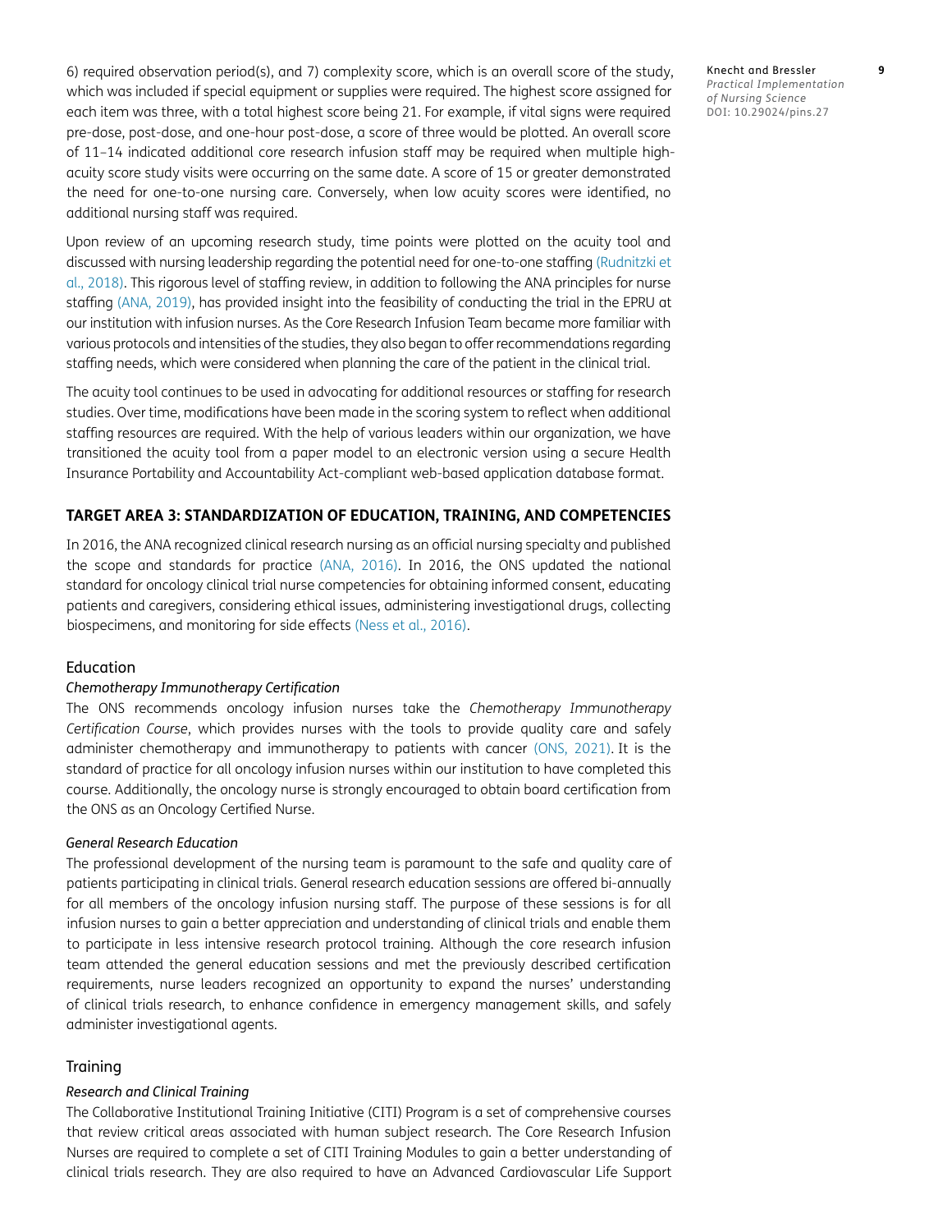6) required observation period(s), and 7) complexity score, which is an overall score of the study, which was included if special equipment or supplies were required. The highest score assigned for each item was three, with a total highest score being 21. For example, if vital signs were required pre-dose, post-dose, and one-hour post-dose, a score of three would be plotted. An overall score of 11–14 indicated additional core research infusion staff may be required when multiple high-acuity score study visits were occurring on the same date. A score of 15 or greater demonstrated the need for one-to-one nursing care. Conversely, when low acuity scores were identified, no additional nursing staff was required.

Upon review of an upcoming research study, time points were plotted on the acuity tool and discussed with nursing leadership regarding the potential need for one-to-one staffing (Rudnitzki et al., 2018). This rigorous level of staffing review, in addition to following the ANA principles for nurse staffing (ANA, 2019), has provided insight into the feasibility of conducting the trial in the EPRU at our institution with infusion nurses. As the Core Research Infusion Team became more familiar with various protocols and intensities of the studies, they also began to offer recommendations regarding staffing needs, which were considered when planning the care of the patient in the clinical trial.

The acuity tool continues to be used in advocating for additional resources or staffing for research studies. Over time, modifications have been made in the scoring system to reflect when additional staffing resources are required. With the help of various leaders within our organization, we have transitioned the acuity tool from a paper model to an electronic version using a secure Health Insurance Portability and Accountability Act-compliant web-based application database format.

## TARGET AREA 3: STANDARDIZATION OF EDUCATION, TRAINING, AND COMPETENCIES

In 2016, the ANA recognized clinical research nursing as an official nursing specialty and published the scope and standards for practice (ANA, 2016). In 2016, the ONS updated the national standard for oncology clinical trial nurse competencies for obtaining informed consent, educating patients and caregivers, considering ethical issues, administering investigational drugs, collecting biospecimens, and monitoring for side effects (Ness et al., 2016).

### Education

#### *Chemotherapy Immunotherapy Certification*

The ONS recommends oncology infusion nurses take the *Chemotherapy Immunotherapy Certification Course*, which provides nurses with the tools to provide quality care and safely administer chemotherapy and immunotherapy to patients with cancer (ONS, 2021). It is the standard of practice for all oncology infusion nurses within our institution to have completed this course. Additionally, the oncology nurse is strongly encouraged to obtain board certification from the ONS as an Oncology Certified Nurse.

#### *General Research Education*

The professional development of the nursing team is paramount to the safe and quality care of patients participating in clinical trials. General research education sessions are offered bi-annually for all members of the oncology infusion nursing staff. The purpose of these sessions is for all infusion nurses to gain a better appreciation and understanding of clinical trials and enable them to participate in less intensive research protocol training. Although the core research infusion team attended the general education sessions and met the previously described certification requirements, nurse leaders recognized an opportunity to expand the nurses' understanding of clinical trials research, to enhance confidence in emergency management skills, and safely administer investigational agents.

### Training

#### *Research and Clinical Training*

The Collaborative Institutional Training Initiative (CITI) Program is a set of comprehensive courses that review critical areas associated with human subject research. The Core Research Infusion Nurses are required to complete a set of CITI Training Modules to gain a better understanding of clinical trials research. They are also required to have an Advanced Cardiovascular Life Support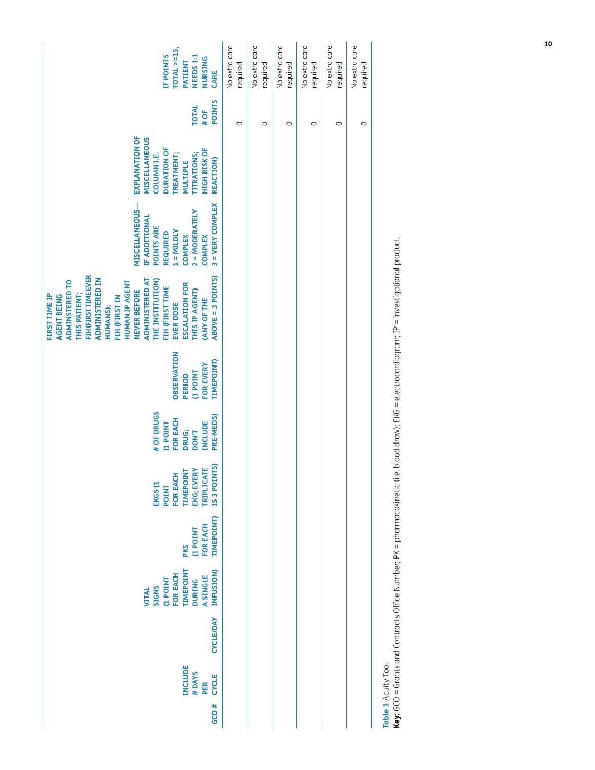| GCO # | INCLUDE # DAYS PER CYCLE | CYCLE/DAY | VITAL SIGNS (1 POINT FOR EACH TIMEPOINT DURING A SINGLE INFUSION) | PKS (1 POINT FOR EACH TIMEPOINT) | EKGS (1 POINT FOR EACH TIMEPOINT EKG; EVERY TRIPLICATE IS 3 POINTS) | # OF DRUGS (1 POINT FOR EACH DRUG; DON'T INCLUDE PRE-MEDS) | OBSERVATION PERIOD (1 POINT FOR EVERY TIMEPOINT) | FIRST TIME IP AGENT BEING ADMINSTERED TO THIS PATIENT; FIH (FIRST TIME EVER ADMINISTERED IN HUMANS); FIH (FIRST IN HUMAN IP AGENT NEVER BEFORE ADMINISTERED AT THE INSTITUTION) FIH (FIRST TIME EVER DOSE ESCALATION FOR THIS IP AGENT) (ANY OF THE ABOVE = 3 POINTS) | MISCELLANEOUS—IF ADDITIONAL POINTS ARE REQUIRED 1 = MILDLY COMPLEX 2 = MODERATELY COMPLEX 3 = VERY COMPLEX | EXPLANATION OF MISCELLANEOUS COLUMN I.E. DURATION OF TREATMENT; MULTIPLE TITRATIONS; HIGH RISK OF REACTION) | TOTAL # OF POINTS | IF POINTS TOTAL >=15, PATIENT NEEDS 1:1 NURSING CARE |
|---|---|---|---|---|---|---|---|---|---|---|---|---|
| | | | | | | | | | | | 0 | No extra care required |
| | | | | | | | | | | | 0 | No extra care required |
| | | | | | | | | | | | 0 | No extra care required |
| | | | | | | | | | | | 0 | No extra care required |
| | | | | | | | | | | | 0 | No extra care required |
| | | | | | | | | | | | 0 | No extra care required |

**Table 1** Acuity Tool.

**Key:** GCO = Grants and Contracts Office Number; PK = pharmacokinetic (i.e. blood draw); EKG = electrocardiogram; IP = investigational product.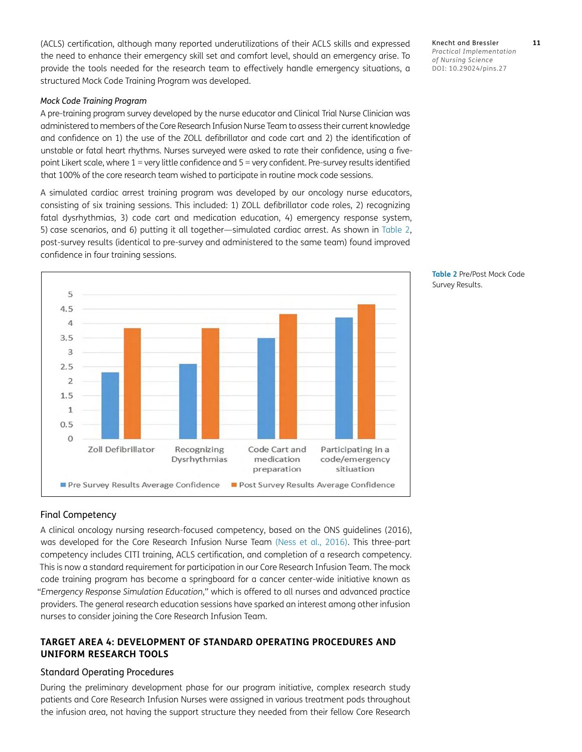(ACLS) certification, although many reported underutilizations of their ACLS skills and expressed the need to enhance their emergency skill set and comfort level, should an emergency arise. To provide the tools needed for the research team to effectively handle emergency situations, a structured Mock Code Training Program was developed.

*Mock Code Training Program*

A pre-training program survey developed by the nurse educator and Clinical Trial Nurse Clinician was administered to members of the Core Research Infusion Nurse Team to assess their current knowledge and confidence on 1) the use of the ZOLL defibrillator and code cart and 2) the identification of unstable or fatal heart rhythms. Nurses surveyed were asked to rate their confidence, using a five-point Likert scale, where 1 = very little confidence and 5 = very confident. Pre-survey results identified that 100% of the core research team wished to participate in routine mock code sessions.

A simulated cardiac arrest training program was developed by our oncology nurse educators, consisting of six training sessions. This included: 1) ZOLL defibrillator code roles, 2) recognizing fatal dysrhythmias, 3) code cart and medication education, 4) emergency response system, 5) case scenarios, and 6) putting it all together—simulated cardiac arrest. As shown in Table 2, post-survey results (identical to pre-survey and administered to the same team) found improved confidence in four training sessions.

**Table 2** Pre/Post Mock Code Survey Results.

| | Zoll Defibrillator | Recognizing Dysrhythmias | Code Cart and medication preparation | Participating in a code/emergency sitiuation |
|---|---|---|---|---|
| Pre Survey Results Average Confidence | ~2.3 | ~2.6 | ~3.5 | ~4.2 |
| Post Survey Results Average Confidence | ~3.85 | ~3.85 | ~4.35 | ~4.65 |

## Final Competency

A clinical oncology nursing research-focused competency, based on the ONS guidelines (2016), was developed for the Core Research Infusion Nurse Team (Ness et al., 2016). This three-part competency includes CITI training, ACLS certification, and completion of a research competency. This is now a standard requirement for participation in our Core Research Infusion Team. The mock code training program has become a springboard for a cancer center-wide initiative known as "*Emergency Response Simulation Education*," which is offered to all nurses and advanced practice providers. The general research education sessions have sparked an interest among other infusion nurses to consider joining the Core Research Infusion Team.

## TARGET AREA 4: DEVELOPMENT OF STANDARD OPERATING PROCEDURES AND UNIFORM RESEARCH TOOLS

### Standard Operating Procedures

During the preliminary development phase for our program initiative, complex research study patients and Core Research Infusion Nurses were assigned in various treatment pods throughout the infusion area, not having the support structure they needed from their fellow Core Research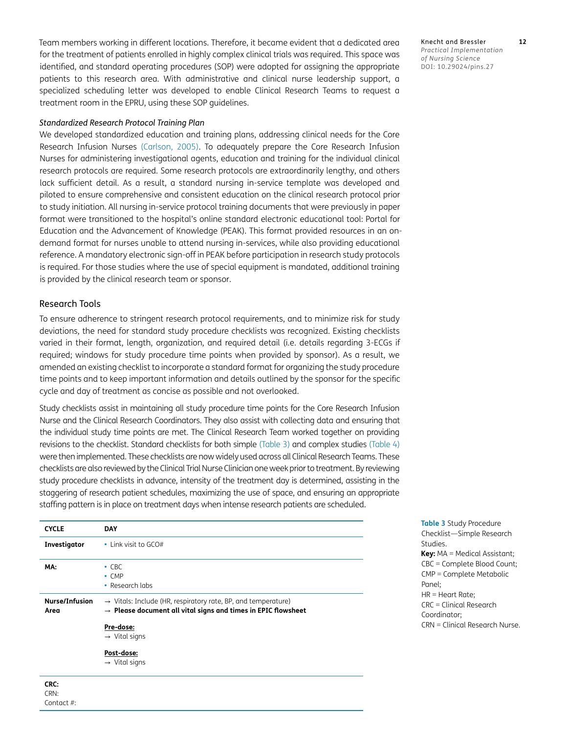Team members working in different locations. Therefore, it became evident that a dedicated area for the treatment of patients enrolled in highly complex clinical trials was required. This space was identified, and standard operating procedures (SOP) were adopted for assigning the appropriate patients to this research area. With administrative and clinical nurse leadership support, a specialized scheduling letter was developed to enable Clinical Research Teams to request a treatment room in the EPRU, using these SOP guidelines.

*Standardized Research Protocol Training Plan*

We developed standardized education and training plans, addressing clinical needs for the Core Research Infusion Nurses (Carlson, 2005). To adequately prepare the Core Research Infusion Nurses for administering investigational agents, education and training for the individual clinical research protocols are required. Some research protocols are extraordinarily lengthy, and others lack sufficient detail. As a result, a standard nursing in-service template was developed and piloted to ensure comprehensive and consistent education on the clinical research protocol prior to study initiation. All nursing in-service protocol training documents that were previously in paper format were transitioned to the hospital's online standard electronic educational tool: Portal for Education and the Advancement of Knowledge (PEAK). This format provided resources in an on-demand format for nurses unable to attend nursing in-services, while also providing educational reference. A mandatory electronic sign-off in PEAK before participation in research study protocols is required. For those studies where the use of special equipment is mandated, additional training is provided by the clinical research team or sponsor.

## Research Tools

To ensure adherence to stringent research protocol requirements, and to minimize risk for study deviations, the need for standard study procedure checklists was recognized. Existing checklists varied in their format, length, organization, and required detail (i.e. details regarding 3-ECGs if required; windows for study procedure time points when provided by sponsor). As a result, we amended an existing checklist to incorporate a standard format for organizing the study procedure time points and to keep important information and details outlined by the sponsor for the specific cycle and day of treatment as concise as possible and not overlooked.

Study checklists assist in maintaining all study procedure time points for the Core Research Infusion Nurse and the Clinical Research Coordinators. They also assist with collecting data and ensuring that the individual study time points are met. The Clinical Research Team worked together on providing revisions to the checklist. Standard checklists for both simple (Table 3) and complex studies (Table 4) were then implemented. These checklists are now widely used across all Clinical Research Teams. These checklists are also reviewed by the Clinical Trial Nurse Clinician one week prior to treatment. By reviewing study procedure checklists in advance, intensity of the treatment day is determined, assisting in the staggering of research patient schedules, maximizing the use of space, and ensuring an appropriate staffing pattern is in place on treatment days when intense research patients are scheduled.

| **CYCLE** | **DAY** |
|---|---|
| **Investigator** | • Link visit to GCO# |
| **MA:** | • CBC<br>• CMP<br>• Research labs |
| **Nurse/Infusion Area** | → Vitals: Include (HR, respiratory rate, BP, and temperature)<br>→ **Please document all vital signs and times in EPIC flowsheet**<br><br>**<u>Pre-dose:</u>**<br>→ Vital signs<br><br>**<u>Post-dose:</u>**<br>→ Vital signs |
| **CRC:**<br>CRN:<br>Contact #: | |

**Table 3** Study Procedure Checklist—Simple Research Studies.
**Key:** MA = Medical Assistant; CBC = Complete Blood Count; CMP = Complete Metabolic Panel; HR = Heart Rate; CRC = Clinical Research Coordinator; CRN = Clinical Research Nurse.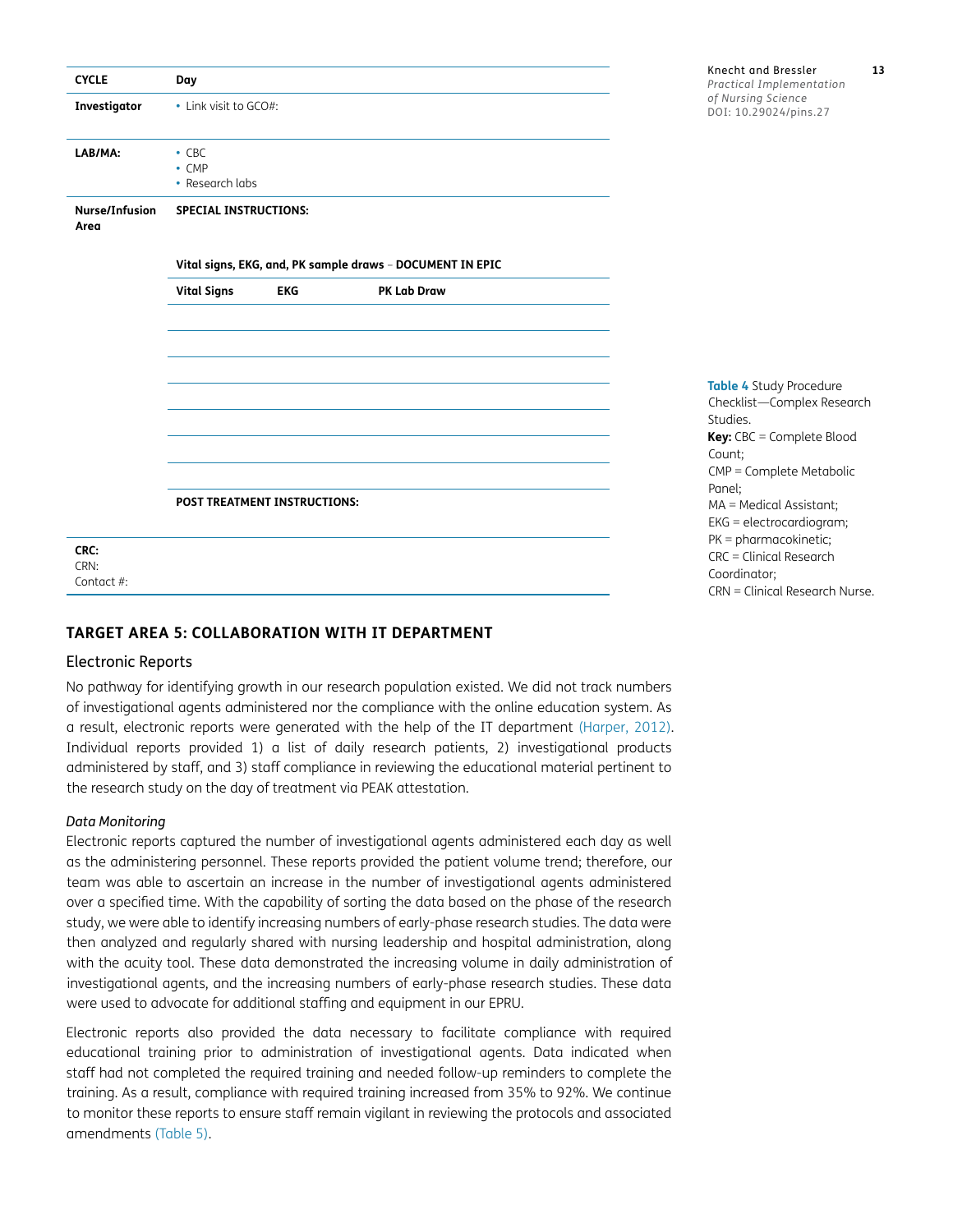| CYCLE | Day | | |
|---|---|---|---|
| **Investigator** | • Link visit to GCO#: | | |
| **LAB/MA:** | • CBC<br>• CMP<br>• Research labs | | |
| **Nurse/Infusion Area** | **SPECIAL INSTRUCTIONS:** | | |
| | **Vital signs, EKG, and, PK sample draws – DOCUMENT IN EPIC** | | |
| | **Vital Signs** | **EKG** | **PK Lab Draw** |
| | | | |
| | | | |
| | | | |
| | | | |
| | | | |
| | | | |
| | | | |
| | **POST TREATMENT INSTRUCTIONS:** | | |
| **CRC:**<br>CRN:<br>Contact #: | | | |

**Table 4** Study Procedure Checklist—Complex Research Studies.
**Key:** CBC = Complete Blood Count; CMP = Complete Metabolic Panel; MA = Medical Assistant; EKG = electrocardiogram; PK = pharmacokinetic; CRC = Clinical Research Coordinator; CRN = Clinical Research Nurse.

## TARGET AREA 5: COLLABORATION WITH IT DEPARTMENT

### Electronic Reports

No pathway for identifying growth in our research population existed. We did not track numbers of investigational agents administered nor the compliance with the online education system. As a result, electronic reports were generated with the help of the IT department (Harper, 2012). Individual reports provided 1) a list of daily research patients, 2) investigational products administered by staff, and 3) staff compliance in reviewing the educational material pertinent to the research study on the day of treatment via PEAK attestation.

#### *Data Monitoring*

Electronic reports captured the number of investigational agents administered each day as well as the administering personnel. These reports provided the patient volume trend; therefore, our team was able to ascertain an increase in the number of investigational agents administered over a specified time. With the capability of sorting the data based on the phase of the research study, we were able to identify increasing numbers of early-phase research studies. The data were then analyzed and regularly shared with nursing leadership and hospital administration, along with the acuity tool. These data demonstrated the increasing volume in daily administration of investigational agents, and the increasing numbers of early-phase research studies. These data were used to advocate for additional staffing and equipment in our EPRU.

Electronic reports also provided the data necessary to facilitate compliance with required educational training prior to administration of investigational agents. Data indicated when staff had not completed the required training and needed follow-up reminders to complete the training. As a result, compliance with required training increased from 35% to 92%. We continue to monitor these reports to ensure staff remain vigilant in reviewing the protocols and associated amendments (Table 5).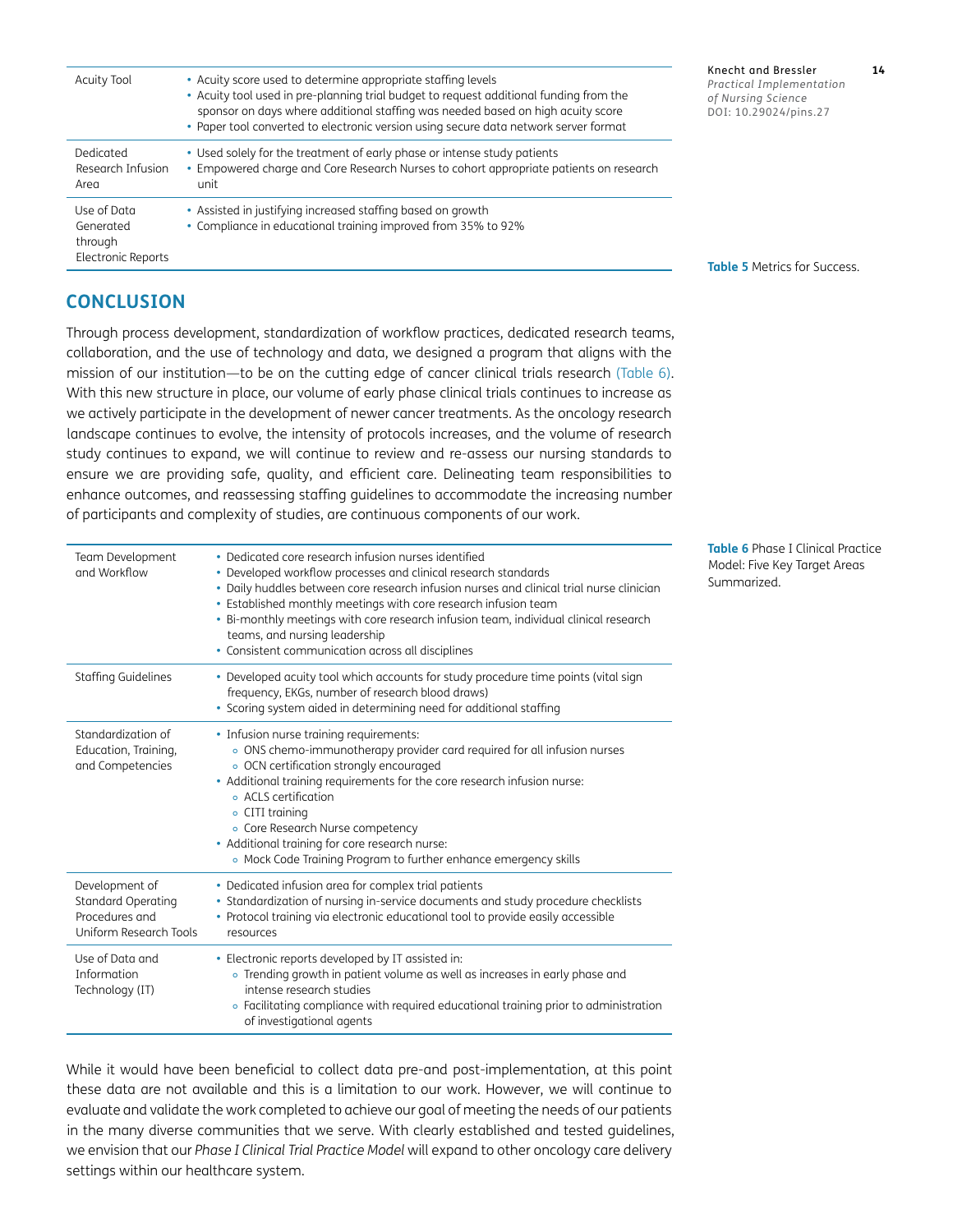| Acuity Tool | • Acuity score used to determine appropriate staffing levels<br>• Acuity tool used in pre-planning trial budget to request additional funding from the sponsor on days where additional staffing was needed based on high acuity score<br>• Paper tool converted to electronic version using secure data network server format |
|---|---|
| Dedicated Research Infusion Area | • Used solely for the treatment of early phase or intense study patients<br>• Empowered charge and Core Research Nurses to cohort appropriate patients on research unit |
| Use of Data Generated through Electronic Reports | • Assisted in justifying increased staffing based on growth<br>• Compliance in educational training improved from 35% to 92% |

**Table 5** Metrics for Success.

## CONCLUSION

Through process development, standardization of workflow practices, dedicated research teams, collaboration, and the use of technology and data, we designed a program that aligns with the mission of our institution—to be on the cutting edge of cancer clinical trials research (Table 6). With this new structure in place, our volume of early phase clinical trials continues to increase as we actively participate in the development of newer cancer treatments. As the oncology research landscape continues to evolve, the intensity of protocols increases, and the volume of research study continues to expand, we will continue to review and re-assess our nursing standards to ensure we are providing safe, quality, and efficient care. Delineating team responsibilities to enhance outcomes, and reassessing staffing guidelines to accommodate the increasing number of participants and complexity of studies, are continuous components of our work.

| Team Development and Workflow | • Dedicated core research infusion nurses identified<br>• Developed workflow processes and clinical research standards<br>• Daily huddles between core research infusion nurses and clinical trial nurse clinician<br>• Established monthly meetings with core research infusion team<br>• Bi-monthly meetings with core research infusion team, individual clinical research teams, and nursing leadership<br>• Consistent communication across all disciplines |
|---|---|
| Staffing Guidelines | • Developed acuity tool which accounts for study procedure time points (vital sign frequency, EKGs, number of research blood draws)<br>• Scoring system aided in determining need for additional staffing |
| Standardization of Education, Training, and Competencies | • Infusion nurse training requirements:<br>  ◦ ONS chemo-immunotherapy provider card required for all infusion nurses<br>  ◦ OCN certification strongly encouraged<br>• Additional training requirements for the core research infusion nurse:<br>  ◦ ACLS certification<br>  ◦ CITI training<br>  ◦ Core Research Nurse competency<br>• Additional training for core research nurse:<br>  ◦ Mock Code Training Program to further enhance emergency skills |
| Development of Standard Operating Procedures and Uniform Research Tools | • Dedicated infusion area for complex trial patients<br>• Standardization of nursing in-service documents and study procedure checklists<br>• Protocol training via electronic educational tool to provide easily accessible resources |
| Use of Data and Information Technology (IT) | • Electronic reports developed by IT assisted in:<br>  ◦ Trending growth in patient volume as well as increases in early phase and intense research studies<br>  ◦ Facilitating compliance with required educational training prior to administration of investigational agents |

**Table 6** Phase I Clinical Practice Model: Five Key Target Areas Summarized.

While it would have been beneficial to collect data pre-and post-implementation, at this point these data are not available and this is a limitation to our work. However, we will continue to evaluate and validate the work completed to achieve our goal of meeting the needs of our patients in the many diverse communities that we serve. With clearly established and tested guidelines, we envision that our *Phase I Clinical Trial Practice Model* will expand to other oncology care delivery settings within our healthcare system.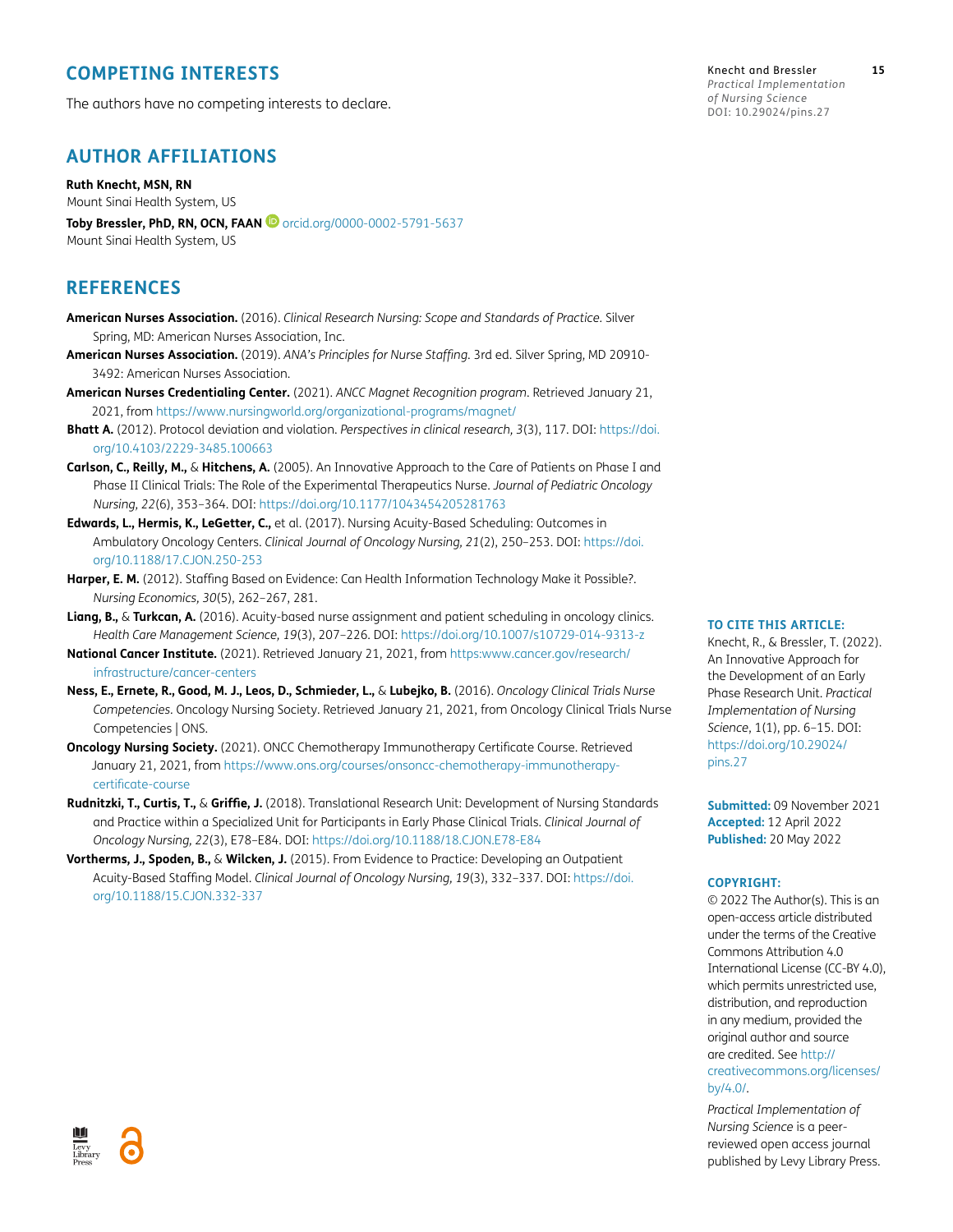## COMPETING INTERESTS

The authors have no competing interests to declare.

## AUTHOR AFFILIATIONS

**Ruth Knecht, MSN, RN**
Mount Sinai Health System, US

**Toby Bressler, PhD, RN, OCN, FAAN** orcid.org/0000-0002-5791-5637
Mount Sinai Health System, US

## REFERENCES

**American Nurses Association.** (2016). *Clinical Research Nursing: Scope and Standards of Practice.* Silver Spring, MD: American Nurses Association, Inc.

**American Nurses Association.** (2019). *ANA's Principles for Nurse Staffing.* 3rd ed. Silver Spring, MD 20910-3492: American Nurses Association.

**American Nurses Credentialing Center.** (2021). *ANCC Magnet Recognition program*. Retrieved January 21, 2021, from https://www.nursingworld.org/organizational-programs/magnet/

**Bhatt A.** (2012). Protocol deviation and violation. *Perspectives in clinical research, 3*(3), 117. DOI: https://doi.org/10.4103/2229-3485.100663

**Carlson, C., Reilly, M.,** & **Hitchens, A.** (2005). An Innovative Approach to the Care of Patients on Phase I and Phase II Clinical Trials: The Role of the Experimental Therapeutics Nurse. *Journal of Pediatric Oncology Nursing, 22*(6), 353–364. DOI: https://doi.org/10.1177/1043454205281763

**Edwards, L., Hermis, K., LeGetter, C.,** et al. (2017). Nursing Acuity-Based Scheduling: Outcomes in Ambulatory Oncology Centers. *Clinical Journal of Oncology Nursing, 21*(2), 250–253. DOI: https://doi.org/10.1188/17.CJON.250-253

**Harper, E. M.** (2012). Staffing Based on Evidence: Can Health Information Technology Make it Possible?. *Nursing Economics, 30*(5), 262–267, 281.

**Liang, B.,** & **Turkcan, A.** (2016). Acuity-based nurse assignment and patient scheduling in oncology clinics. *Health Care Management Science, 19*(3), 207–226. DOI: https://doi.org/10.1007/s10729-014-9313-z

**National Cancer Institute.** (2021). Retrieved January 21, 2021, from https:www.cancer.gov/research/infrastructure/cancer-centers

**Ness, E., Ernete, R., Good, M. J., Leos, D., Schmieder, L.,** & **Lubejko, B.** (2016). *Oncology Clinical Trials Nurse Competencies*. Oncology Nursing Society. Retrieved January 21, 2021, from Oncology Clinical Trials Nurse Competencies | ONS.

**Oncology Nursing Society.** (2021). ONCC Chemotherapy Immunotherapy Certificate Course. Retrieved January 21, 2021, from https://www.ons.org/courses/onsoncc-chemotherapy-immunotherapy-certificate-course

**Rudnitzki, T., Curtis, T.,** & **Griffie, J.** (2018). Translational Research Unit: Development of Nursing Standards and Practice within a Specialized Unit for Participants in Early Phase Clinical Trials. *Clinical Journal of Oncology Nursing, 22*(3), E78–E84. DOI: https://doi.org/10.1188/18.CJON.E78-E84

**Vortherms, J., Spoden, B.,** & **Wilcken, J.** (2015). From Evidence to Practice: Developing an Outpatient Acuity-Based Staffing Model. *Clinical Journal of Oncology Nursing, 19*(3), 332–337. DOI: https://doi.org/10.1188/15.CJON.332-337

**TO CITE THIS ARTICLE:**

Knecht, R., & Bressler, T. (2022). An Innovative Approach for the Development of an Early Phase Research Unit. *Practical Implementation of Nursing Science*, 1(1), pp. 6–15. DOI: https://doi.org/10.29024/pins.27

**Submitted:** 09 November 2021
**Accepted:** 12 April 2022
**Published:** 20 May 2022

**COPYRIGHT:**

© 2022 The Author(s). This is an open-access article distributed under the terms of the Creative Commons Attribution 4.0 International License (CC-BY 4.0), which permits unrestricted use, distribution, and reproduction in any medium, provided the original author and source are credited. See http://creativecommons.org/licenses/by/4.0/.

*Practical Implementation of Nursing Science* is a peer-reviewed open access journal published by Levy Library Press.